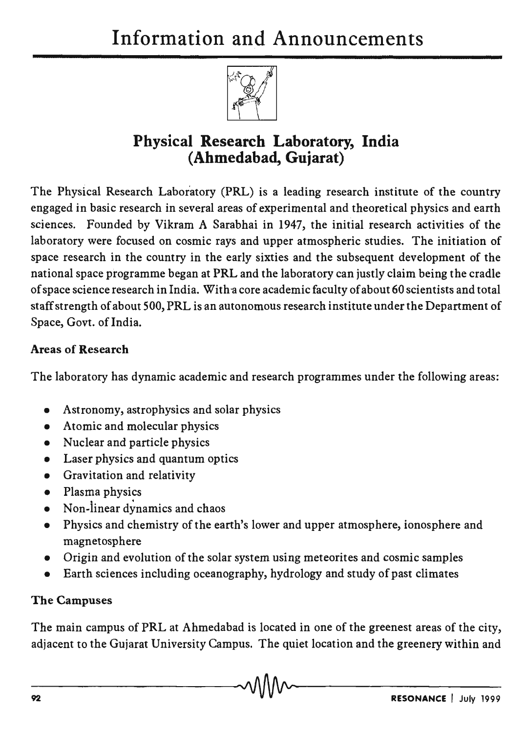# Information and Announcements

## Physical Research Laboratory, India (Ahmedabad, Gujarat)

The Physical Research Laboratory (PRL) is a leading research institute of the country engaged in basic research in several areas of experimental and theoretical physics and earth sciences. Founded by Vikram A Sarabhai in 1947, the initial research activities of the laboratory were focused on cosmic rays and upper atmospheric studies. The initiation of space research in the country in the early sixties and the subsequent development of the national space programme began at PRL and the laboratory can justly claim being the cradle of space science research in India. With a core academic faculty of about 60 scientists and total staff strength of about 500, PRL is an autonomous research institute under the Department of Space, Govt. of India.

### Areas of Research

The laboratory has dynamic academic and research programmes under the following areas:

- Astronomy, astrophysics and solar physics
- Atomic and molecular physics
- Nuclear and particle physics
- Laser physics and quantum optics
- Gravitation and relativity
- Plasma physics
- Non-linear dynamics and chaos
- Physics and chemistry of the earth's lower and upper atmosphere, ionosphere and magnetosphere
- Origin and evolution of the solar system using meteorites and cosmic samples
- Earth sciences including oceanography, hydrology and study of past climates

### The Campuses

The main campus of PRL at Ahmedabad is located in one of the greenest areas of the city, adjacent to the Gujarat University Campus. The quiet location and the greenery within and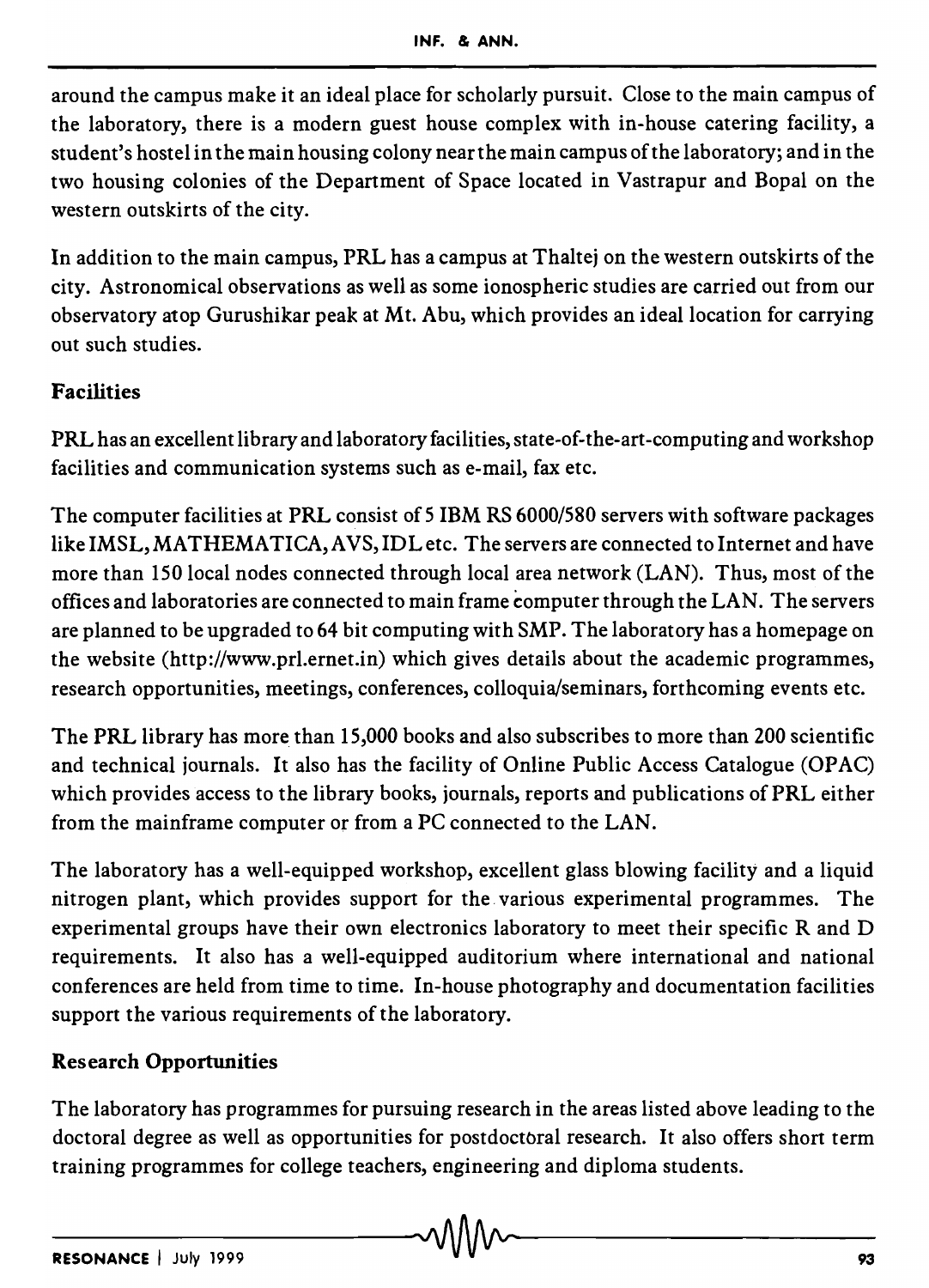around the campus make it an ideal place for scholarly pursuit. Close to the main campus of the laboratory, there is a modern guest house complex with in-house catering facility, a student's hostel in the main housing colony near the main campus of the laboratory; and in the two housing colonies of the Department of Space located in Vastrapur and Bopal on the western outskirts of the city.

In addition to the main campus, PRL has a campus at Thaltej on the western outskirts of the city. Astronomical observations as well as some ionospheric studies are carried out from our observatory atop Gurushikar peak at Mt. Abu, which provides an ideal location for carrying out such studies.

## Facilities

PRL has an excellent library and laboratory facilities, state-of-the-art-computing and workshop facilities and communication systems such as e-mail, fax etc.

The computer facilities at PRL consist of 5 IBM RS 6000/580 servers with software packages like IMSL, MATHEMATICA, AVS, IDL etc. The servers are connected to Internet and have more than 150 local nodes connected through local area network (LAN). Thus, most of the offices and laboratories are connected to main frame computer through the LAN. The servers are planned to be upgraded to 64 bit computing with SMP. The laboratory has a homepage on the website (http://www.prl.ernet.in) which gives details about the academic programmes, research opportunities, meetings, conferences, colloquia/seminars, forthcoming events etc.

The PRL library has more than 15,000 books and also subscribes to more than 200 scientific and technical journals. It also has the facility of Online Public Access Catalogue (OPAC) which provides access to the library books, journals, reports and publications of PRL either from the mainframe computer or from a PC connected to the LAN.

The laboratory has a well-equipped workshop, excellent glass blowing facility and a liquid nitrogen plant, which provides support for the various experimental programmes. The experimental groups have their own electronics laboratory to meet their specific R and D requirements. It also has a well-equipped auditorium where international and national conferences are held from time to time. In-house photography and documentation facilities support the various requirements of the laboratory.

## Research Opportunities

The laboratory has programmes for pursuing research in the areas listed above leading to the doctoral degree as well as opportunities for postdoctoral research. It also offers short term training programmes for college teachers, engineering and diploma students.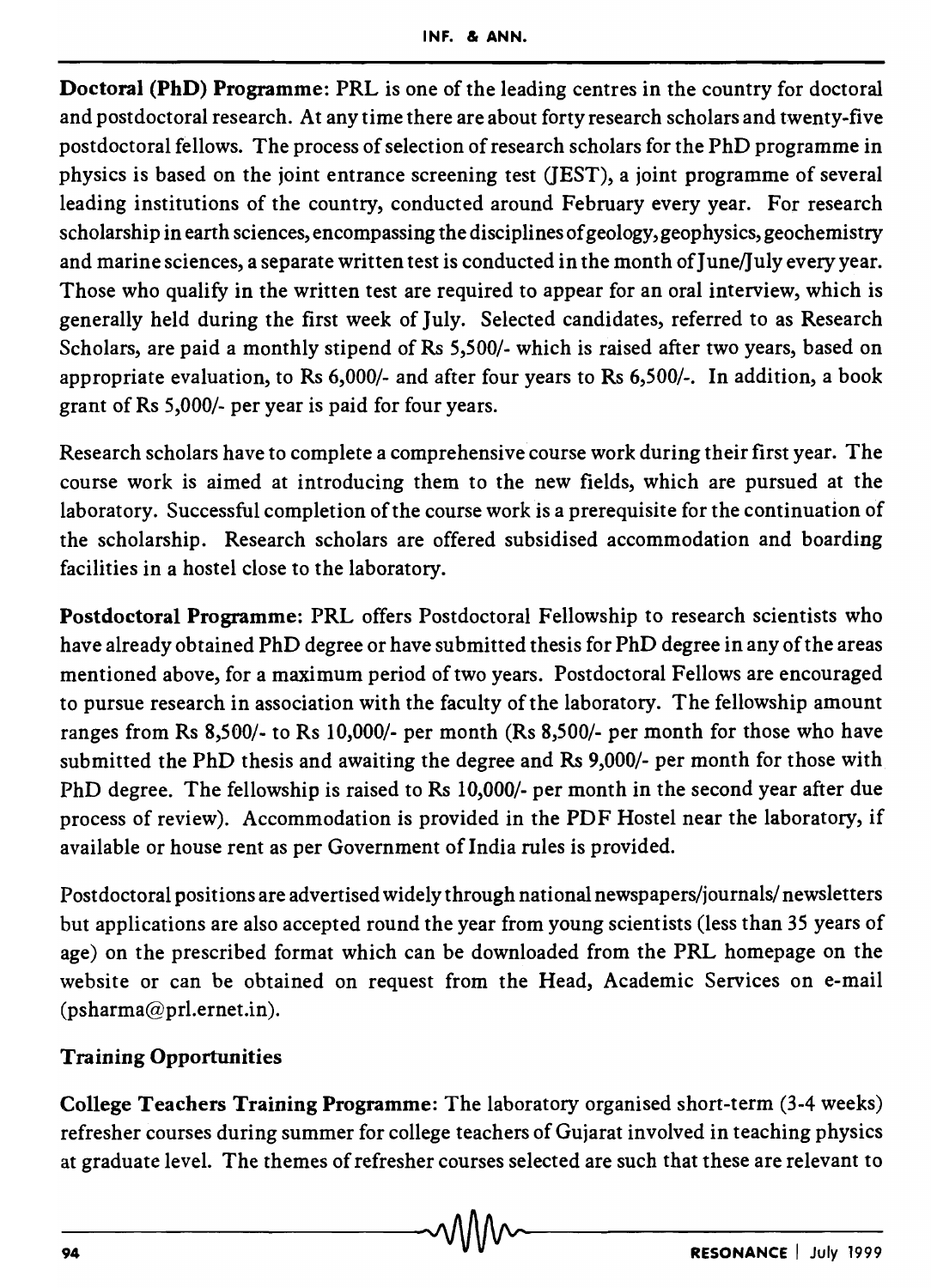**Doctoral (PhD) Programme:** PRL is one of the leading centres in the country for doctoral and postdoctoral research. At any time there are about forty research scholars and twenty-five postdoctoral fellows. The process of selection of research scholars for the PhD programme in physics is based on the joint entrance screening test (JEST), a joint programme of several leading institutions of the country, conducted around February every year. For research scholarship in earth sciences, encompassing the disciplines of geology, geophysics, geochemistry and marine sciences, a separate written test is conducted in the month of June/July every year. Those who qualify in the written test are required to appear for an oral interview, which is generally held during the first week of July. Selected candidates, referred to as Research Scholars, are paid a monthly stipend of Rs 5,500/- which is raised after two years, based on appropriate evaluation, to Rs 6,000/- and after four years to Rs 6,500/-. In addition, a book grant of Rs 5,000/- per year is paid for four years.

Research scholars have to complete a comprehensive course work during their first year. The course work is aimed at introducing them to the new fields, which are pursued at the laboratory. Successful completion of the course work is a prerequisite for the continuation of the scholarship. Research scholars are offered subsidised accommodation and boarding facilities in a hostel close to the laboratory.

**Postdoctoral Programme:** PRL offers Postdoctoral Fellowship to research scientists who have already obtained PhD degree or have submitted thesis for PhD degree in any of the areas mentioned above, for a maximum period of two years. Postdoctoral Fellows are encouraged to pursue research in association with the faculty of the laboratory. The fellowship amount ranges from Rs 8,500/- to Rs 10,000/- per month (Rs 8,500/- per month for those who have submitted the PhD thesis and awaiting the degree and Rs 9,000/- per month for those with PhD degree. The fellowship is raised to Rs 10,000/- per month in the second year after due process of review). Accommodation is provided in the PDF Hostel near the laboratory, if available or house rent as per Government of India rules is provided.

Postdoctoral positions are advertised widely through national newspapers/journals/ newsletters but applications are also accepted round the year from young scientists (less than 35 years of age) on the prescribed format which can be downloaded from the PRL homepage on the website or can be obtained on request from the Head, Academic Services on e-mail (psharma@prl.ernet.in).

## Training Opportunities

**College Teachers Training Programme:** The laboratory organised short-term (3-4 weeks) refresher courses during summer for college teachers of Gujarat involved in teaching physics at graduate level. The themes of refresher courses selected are such that these are relevant to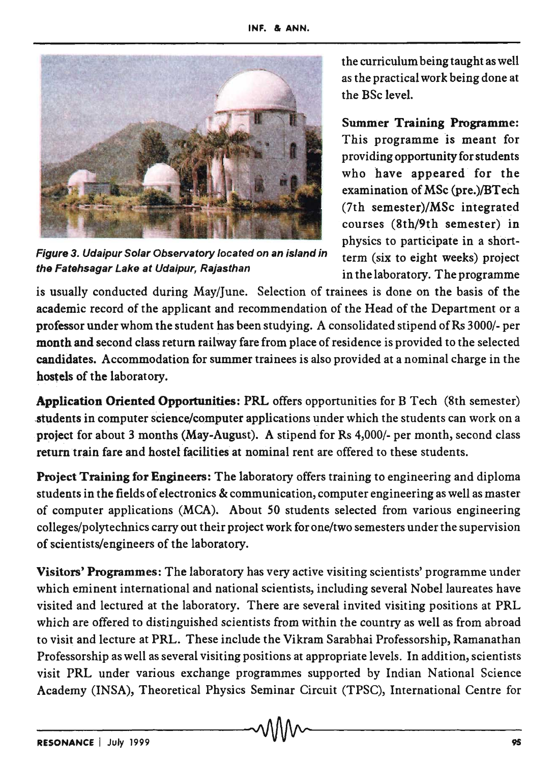the curriculum being taught as well as the practical work being done at the BSc level.

*Figure 3. Udaipur Solar Observatory located on an island in the Fatehsagar Lake at Udaipur, Rajasthan*

**Summer Training Programme:** This programme is meant for providing opportunity for students who have appeared for the examination of MSc (pre.)/BTech (7th semester)/MSc integrated courses (8th/9th semester) in physics to participate in a short-term (six to eight weeks) project in the laboratory. The programme is usually conducted during May/June. Selection of trainees is done on the basis of the academic record of the applicant and recommendation of the Head of the Department or a professor under whom the student has been studying. A consolidated stipend of Rs 3000/- per month and second class return railway fare from place of residence is provided to the selected candidates. Accommodation for summer trainees is also provided at a nominal charge in the hostels of the laboratory.

**Application Oriented Opportunities:** PRL offers opportunities for B Tech (8th semester) students in computer science/computer applications under which the students can work on a project for about 3 months (May-August). A stipend for Rs 4,000/- per month, second class return train fare and hostel facilities at nominal rent are offered to these students.

**Project Training for Engineers:** The laboratory offers training to engineering and diploma students in the fields of electronics & communication, computer engineering as well as master of computer applications (MCA). About 50 students selected from various engineering colleges/polytechnics carry out their project work for one/two semesters under the supervision of scientists/engineers of the laboratory.

**Visitors' Programmes:** The laboratory has very active visiting scientists' programme under which eminent international and national scientists, including several Nobel laureates have visited and lectured at the laboratory. There are several invited visiting positions at PRL which are offered to distinguished scientists from within the country as well as from abroad to visit and lecture at PRL. These include the Vikram Sarabhai Professorship, Ramanathan Professorship as well as several visiting positions at appropriate levels. In addition, scientists visit PRL under various exchange programmes supported by Indian National Science Academy (INSA), Theoretical Physics Seminar Circuit (TPSC), International Centre for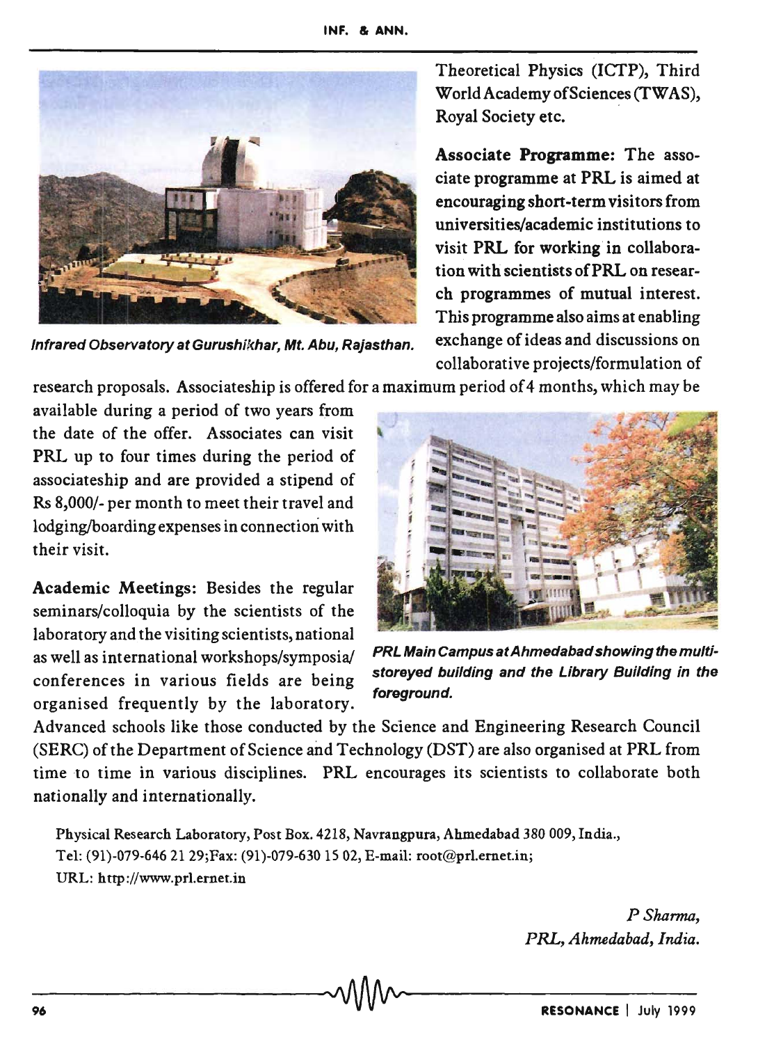*Infrared Observatory at Gurushikhar, Mt. Abu, Rajasthan.*

Theoretical Physics (ICTP), Third World Academy of Sciences (TWAS), Royal Society etc.

**Associate Programme:** The associate programme at PRL is aimed at encouraging short-term visitors from universities/academic institutions to visit PRL for working in collaboration with scientists of PRL on research programmes of mutual interest. This programme also aims at enabling exchange of ideas and discussions on collaborative projects/formulation of research proposals. Associateship is offered for a maximum period of 4 months, which may be available during a period of two years from the date of the offer. Associates can visit PRL up to four times during the period of associateship and are provided a stipend of Rs 8,000/- per month to meet their travel and lodging/boarding expenses in connection with their visit.

*PRL Main Campus at Ahmedabad showing the multi-storeyed building and the Library Building in the foreground.*

**Academic Meetings:** Besides the regular seminars/colloquia by the scientists of the laboratory and the visiting scientists, national as well as international workshops/symposia/ conferences in various fields are being organised frequently by the laboratory. Advanced schools like those conducted by the Science and Engineering Research Council (SERC) of the Department of Science and Technology (DST) are also organised at PRL from time to time in various disciplines. PRL encourages its scientists to collaborate both nationally and internationally.

Physical Research Laboratory, Post Box. 4218, Navrangpura, Ahmedabad 380 009, India.,
Tel: (91)-079-646 21 29;Fax: (91)-079-630 15 02, E-mail: root@prl.ernet.in;
URL: http://www.prl.ernet.in

*P Sharma,*
*PRL, Ahmedabad, India.*